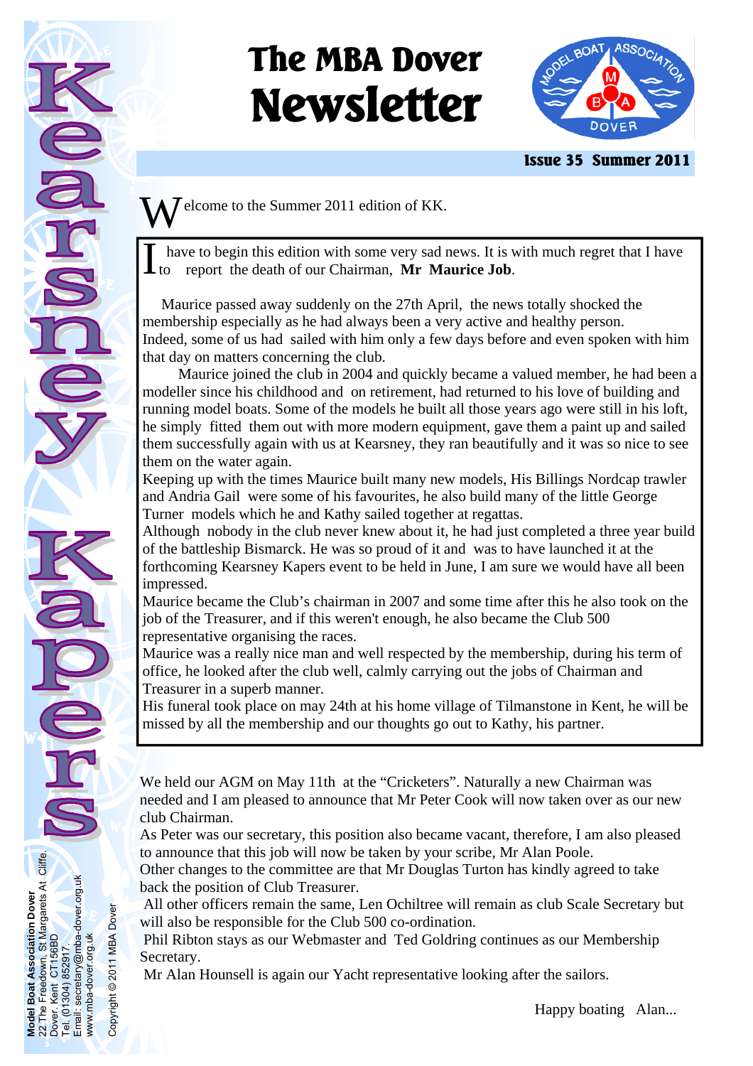# The MBA Dover Newsletter

**Issue 35 Summer 2011**

**Kearsney Kapers**

Welcome to the Summer 2011 edition of KK.

I have to begin this edition with some very sad news. It is with much regret that I have to report the death of our Chairman, **Mr Maurice Job**.

Maurice passed away suddenly on the 27th April, the news totally shocked the membership especially as he had always been a very active and healthy person. Indeed, some of us had sailed with him only a few days before and even spoken with him that day on matters concerning the club.

Maurice joined the club in 2004 and quickly became a valued member, he had been a modeller since his childhood and on retirement, had returned to his love of building and running model boats. Some of the models he built all those years ago were still in his loft, he simply fitted them out with more modern equipment, gave them a paint up and sailed them successfully again with us at Kearsney, they ran beautifully and it was so nice to see them on the water again.

Keeping up with the times Maurice built many new models, His Billings Nordcap trawler and Andria Gail were some of his favourites, he also build many of the little George Turner models which he and Kathy sailed together at regattas.

Although nobody in the club never knew about it, he had just completed a three year build of the battleship Bismarck. He was so proud of it and was to have launched it at the forthcoming Kearsney Kapers event to be held in June, I am sure we would have all been impressed.

Maurice became the Club's chairman in 2007 and some time after this he also took on the job of the Treasurer, and if this weren't enough, he also became the Club 500 representative organising the races.

Maurice was a really nice man and well respected by the membership, during his term of office, he looked after the club well, calmly carrying out the jobs of Chairman and Treasurer in a superb manner.

His funeral took place on may 24th at his home village of Tilmanstone in Kent, he will be missed by all the membership and our thoughts go out to Kathy, his partner.

We held our AGM on May 11th at the "Cricketers". Naturally a new Chairman was needed and I am pleased to announce that Mr Peter Cook will now taken over as our new club Chairman.

As Peter was our secretary, this position also became vacant, therefore, I am also pleased to announce that this job will now be taken by your scribe, Mr Alan Poole.

Other changes to the committee are that Mr Douglas Turton has kindly agreed to take back the position of Club Treasurer.

All other officers remain the same, Len Ochiltree will remain as club Scale Secretary but will also be responsible for the Club 500 co-ordination.

Phil Ribton stays as our Webmaster and Ted Goldring continues as our Membership Secretary.

Mr Alan Hounsell is again our Yacht representative looking after the sailors.

Happy boating Alan...

**Model Boat Association Dover**
22 The Freedown, St Margarets At Cliffe,
Dover, Kent CT156BD
Tel. (01304) 852917.
Email: secretary@mba-dover.org.uk
www.mba-dover.org.uk

Copyright © 2011 MBA Dover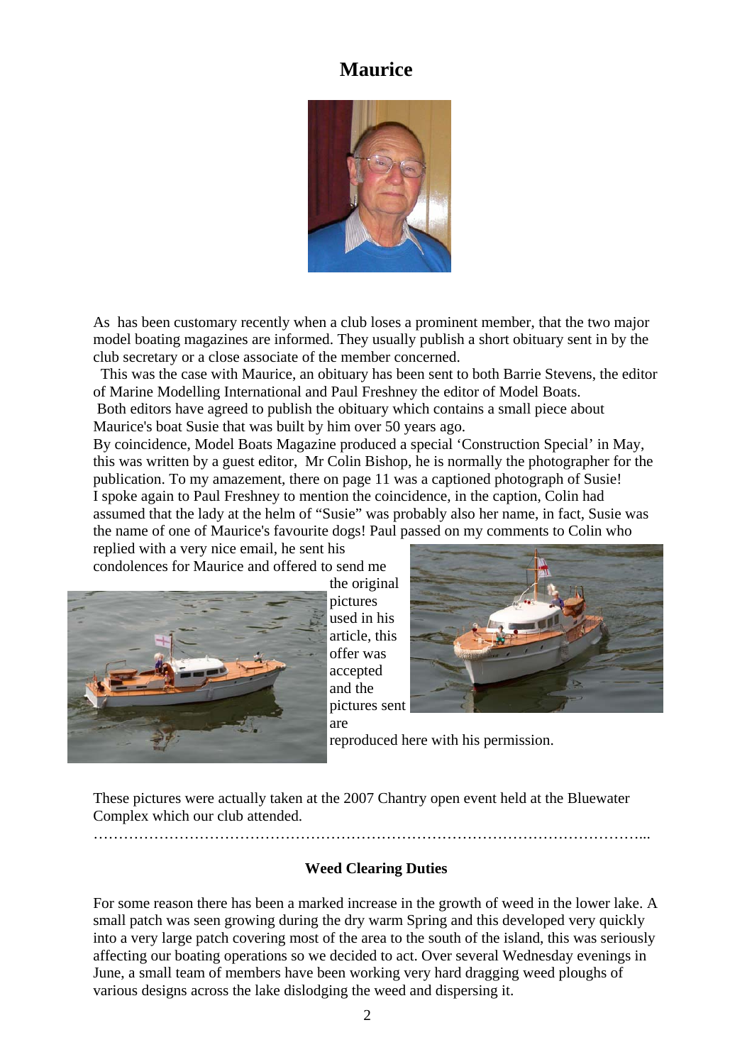# Maurice

As has been customary recently when a club loses a prominent member, that the two major model boating magazines are informed. They usually publish a short obituary sent in by the club secretary or a close associate of the member concerned.

This was the case with Maurice, an obituary has been sent to both Barrie Stevens, the editor of Marine Modelling International and Paul Freshney the editor of Model Boats.

Both editors have agreed to publish the obituary which contains a small piece about Maurice's boat Susie that was built by him over 50 years ago.

By coincidence, Model Boats Magazine produced a special 'Construction Special' in May, this was written by a guest editor, Mr Colin Bishop, he is normally the photographer for the publication. To my amazement, there on page 11 was a captioned photograph of Susie!

I spoke again to Paul Freshney to mention the coincidence, in the caption, Colin had assumed that the lady at the helm of "Susie" was probably also her name, in fact, Susie was the name of one of Maurice's favourite dogs! Paul passed on my comments to Colin who replied with a very nice email, he sent his condolences for Maurice and offered to send me the original pictures used in his article, this offer was accepted and the pictures sent are reproduced here with his permission.

These pictures were actually taken at the 2007 Chantry open event held at the Bluewater Complex which our club attended.

…………………………………………………………………………………………...

### Weed Clearing Duties

For some reason there has been a marked increase in the growth of weed in the lower lake. A small patch was seen growing during the dry warm Spring and this developed very quickly into a very large patch covering most of the area to the south of the island, this was seriously affecting our boating operations so we decided to act. Over several Wednesday evenings in June, a small team of members have been working very hard dragging weed ploughs of various designs across the lake dislodging the weed and dispersing it.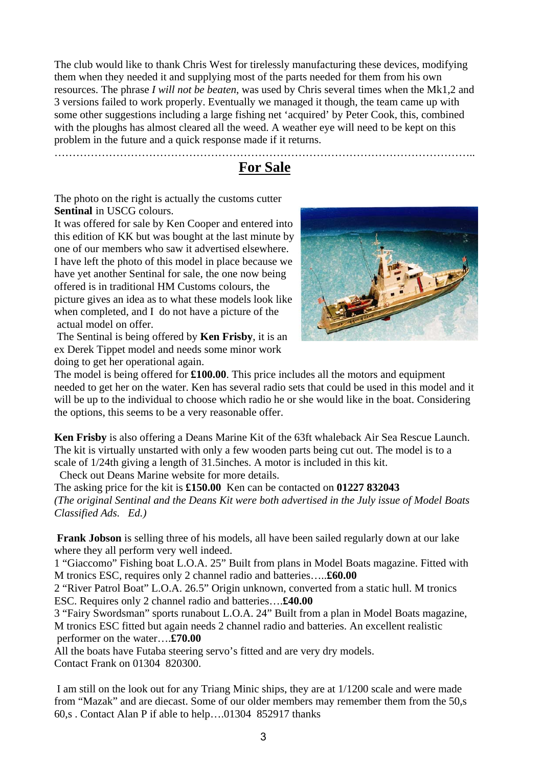The club would like to thank Chris West for tirelessly manufacturing these devices, modifying them when they needed it and supplying most of the parts needed for them from his own resources. The phrase *I will not be beaten*, was used by Chris several times when the Mk1,2 and 3 versions failed to work properly. Eventually we managed it though, the team came up with some other suggestions including a large fishing net 'acquired' by Peter Cook, this, combined with the ploughs has almost cleared all the weed. A weather eye will need to be kept on this problem in the future and a quick response made if it returns.

…………………………………………………………………………………………………..

## For Sale

The photo on the right is actually the customs cutter **Sentinal** in USCG colours.

It was offered for sale by Ken Cooper and entered into this edition of KK but was bought at the last minute by one of our members who saw it advertised elsewhere. I have left the photo of this model in place because we have yet another Sentinal for sale, the one now being offered is in traditional HM Customs colours, the picture gives an idea as to what these models look like when completed, and I do not have a picture of the actual model on offer.

The Sentinal is being offered by **Ken Frisby**, it is an ex Derek Tippet model and needs some minor work doing to get her operational again.

The model is being offered for **£100.00**. This price includes all the motors and equipment needed to get her on the water. Ken has several radio sets that could be used in this model and it will be up to the individual to choose which radio he or she would like in the boat. Considering the options, this seems to be a very reasonable offer.

**Ken Frisby** is also offering a Deans Marine Kit of the 63ft whaleback Air Sea Rescue Launch. The kit is virtually unstarted with only a few wooden parts being cut out. The model is to a scale of 1/24th giving a length of 31.5inches. A motor is included in this kit.

Check out Deans Marine website for more details.

The asking price for the kit is **£150.00** Ken can be contacted on **01227 832043**

*(The original Sentinal and the Deans Kit were both advertised in the July issue of Model Boats Classified Ads. Ed.)*

**Frank Jobson** is selling three of his models, all have been sailed regularly down at our lake where they all perform very well indeed.

1 "Giaccomo" Fishing boat L.O.A. 25" Built from plans in Model Boats magazine. Fitted with M tronics ESC, requires only 2 channel radio and batteries…..**£60.00**

2 "River Patrol Boat" L.O.A. 26.5" Origin unknown, converted from a static hull. M tronics ESC. Requires only 2 channel radio and batteries….**£40.00**

3 "Fairy Swordsman" sports runabout L.O.A. 24" Built from a plan in Model Boats magazine, M tronics ESC fitted but again needs 2 channel radio and batteries. An excellent realistic performer on the water….**£70.00**

All the boats have Futaba steering servo's fitted and are very dry models.

Contact Frank on 01304 820300.

I am still on the look out for any Triang Minic ships, they are at 1/1200 scale and were made from "Mazak" and are diecast. Some of our older members may remember them from the 50,s 60,s . Contact Alan P if able to help….01304 852917 thanks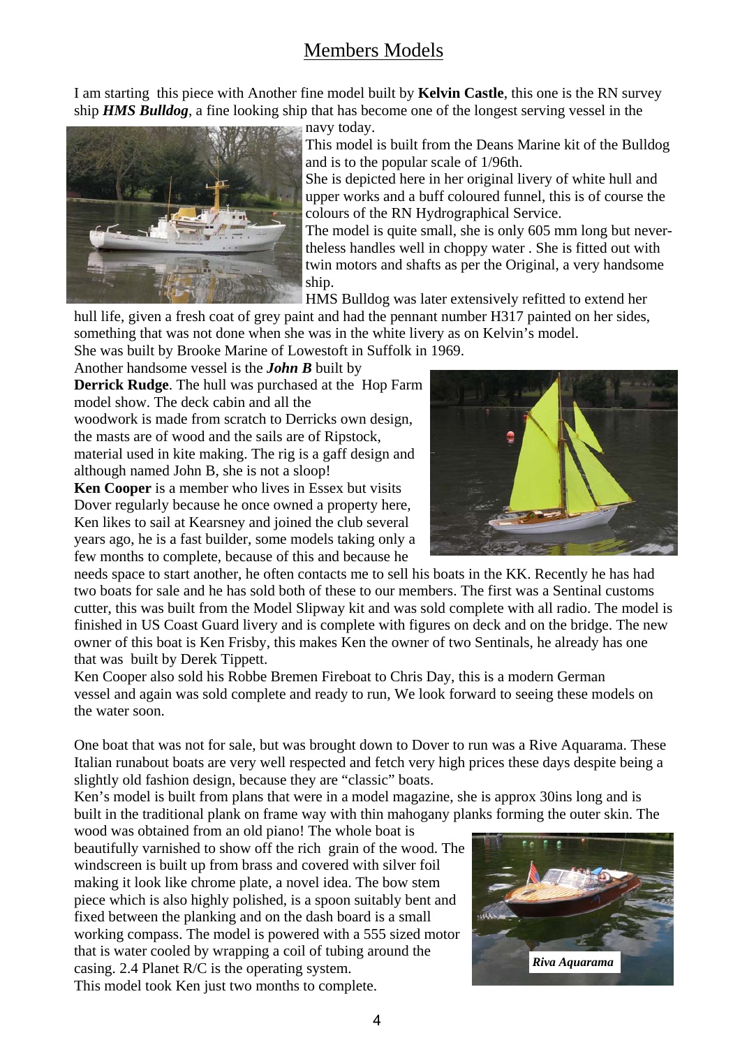# Members Models

I am starting this piece with Another fine model built by **Kelvin Castle**, this one is the RN survey ship ***HMS Bulldog***, a fine looking ship that has become one of the longest serving vessel in the navy today.

This model is built from the Deans Marine kit of the Bulldog and is to the popular scale of 1/96th.

She is depicted here in her original livery of white hull and upper works and a buff coloured funnel, this is of course the colours of the RN Hydrographical Service.

The model is quite small, she is only 605 mm long but nevertheless handles well in choppy water . She is fitted out with twin motors and shafts as per the Original, a very handsome ship.

HMS Bulldog was later extensively refitted to extend her hull life, given a fresh coat of grey paint and had the pennant number H317 painted on her sides, something that was not done when she was in the white livery as on Kelvin's model.

She was built by Brooke Marine of Lowestoft in Suffolk in 1969.

Another handsome vessel is the ***John B*** built by **Derrick Rudge**. The hull was purchased at the Hop Farm model show. The deck cabin and all the woodwork is made from scratch to Derricks own design, the masts are of wood and the sails are of Ripstock, material used in kite making. The rig is a gaff design and although named John B, she is not a sloop!

**Ken Cooper** is a member who lives in Essex but visits Dover regularly because he once owned a property here, Ken likes to sail at Kearsney and joined the club several years ago, he is a fast builder, some models taking only a few months to complete, because of this and because he needs space to start another, he often contacts me to sell his boats in the KK. Recently he has had two boats for sale and he has sold both of these to our members. The first was a Sentinal customs cutter, this was built from the Model Slipway kit and was sold complete with all radio. The model is finished in US Coast Guard livery and is complete with figures on deck and on the bridge. The new owner of this boat is Ken Frisby, this makes Ken the owner of two Sentinals, he already has one that was built by Derek Tippett.

Ken Cooper also sold his Robbe Bremen Fireboat to Chris Day, this is a modern German vessel and again was sold complete and ready to run, We look forward to seeing these models on the water soon.

One boat that was not for sale, but was brought down to Dover to run was a Rive Aquarama. These Italian runabout boats are very well respected and fetch very high prices these days despite being a slightly old fashion design, because they are "classic" boats.

Ken's model is built from plans that were in a model magazine, she is approx 30ins long and is built in the traditional plank on frame way with thin mahogany planks forming the outer skin. The wood was obtained from an old piano! The whole boat is beautifully varnished to show off the rich grain of the wood. The windscreen is built up from brass and covered with silver foil making it look like chrome plate, a novel idea. The bow stem piece which is also highly polished, is a spoon suitably bent and fixed between the planking and on the dash board is a small working compass. The model is powered with a 555 sized motor that is water cooled by wrapping a coil of tubing around the casing. 2.4 Planet R/C is the operating system.

This model took Ken just two months to complete.

***Riva Aquarama***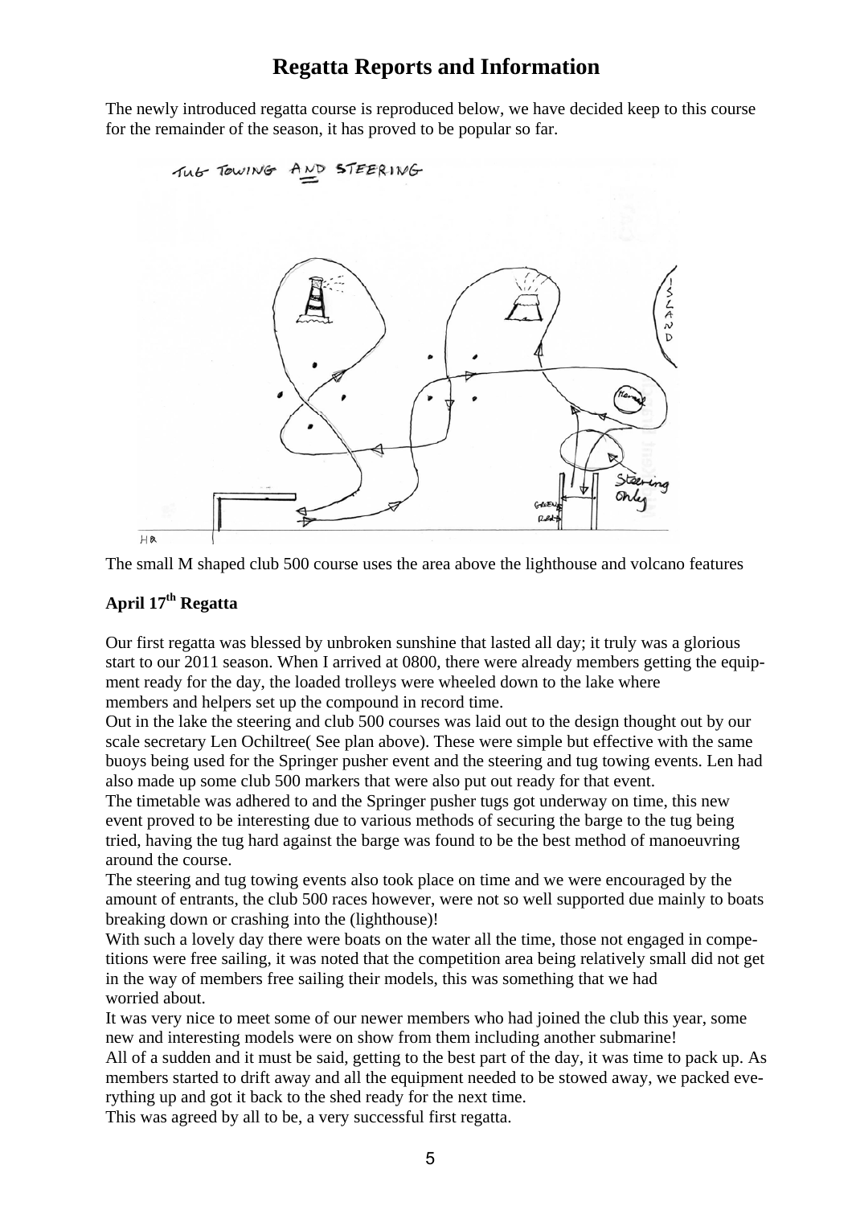# Regatta Reports and Information

The newly introduced regatta course is reproduced below, we have decided keep to this course for the remainder of the season, it has proved to be popular so far.

The small M shaped club 500 course uses the area above the lighthouse and volcano features

## April 17th Regatta

Our first regatta was blessed by unbroken sunshine that lasted all day; it truly was a glorious start to our 2011 season. When I arrived at 0800, there were already members getting the equipment ready for the day, the loaded trolleys were wheeled down to the lake where members and helpers set up the compound in record time.

Out in the lake the steering and club 500 courses was laid out to the design thought out by our scale secretary Len Ochiltree( See plan above). These were simple but effective with the same buoys being used for the Springer pusher event and the steering and tug towing events. Len had also made up some club 500 markers that were also put out ready for that event.

The timetable was adhered to and the Springer pusher tugs got underway on time, this new event proved to be interesting due to various methods of securing the barge to the tug being tried, having the tug hard against the barge was found to be the best method of manoeuvring around the course.

The steering and tug towing events also took place on time and we were encouraged by the amount of entrants, the club 500 races however, were not so well supported due mainly to boats breaking down or crashing into the (lighthouse)!

With such a lovely day there were boats on the water all the time, those not engaged in competitions were free sailing, it was noted that the competition area being relatively small did not get in the way of members free sailing their models, this was something that we had worried about.

It was very nice to meet some of our newer members who had joined the club this year, some new and interesting models were on show from them including another submarine!

All of a sudden and it must be said, getting to the best part of the day, it was time to pack up. As members started to drift away and all the equipment needed to be stowed away, we packed everything up and got it back to the shed ready for the next time.

This was agreed by all to be, a very successful first regatta.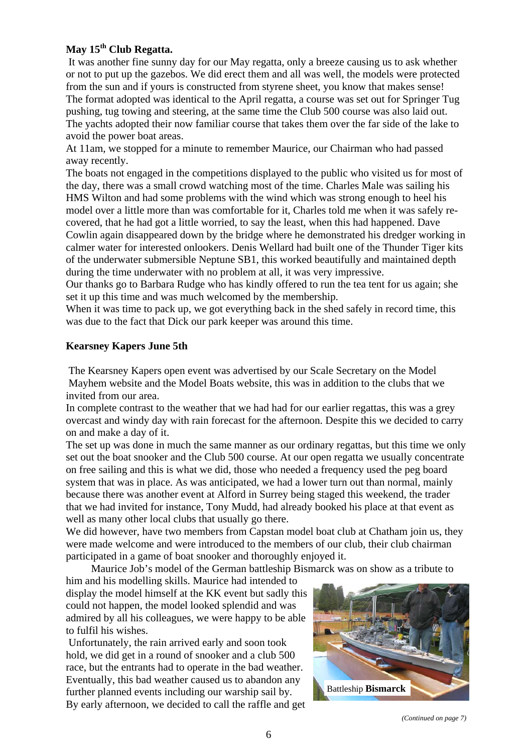### May 15th Club Regatta.

It was another fine sunny day for our May regatta, only a breeze causing us to ask whether or not to put up the gazebos. We did erect them and all was well, the models were protected from the sun and if yours is constructed from styrene sheet, you know that makes sense! The format adopted was identical to the April regatta, a course was set out for Springer Tug pushing, tug towing and steering, at the same time the Club 500 course was also laid out. The yachts adopted their now familiar course that takes them over the far side of the lake to avoid the power boat areas.

At 11am, we stopped for a minute to remember Maurice, our Chairman who had passed away recently.

The boats not engaged in the competitions displayed to the public who visited us for most of the day, there was a small crowd watching most of the time. Charles Male was sailing his HMS Wilton and had some problems with the wind which was strong enough to heel his model over a little more than was comfortable for it, Charles told me when it was safely re-covered, that he had got a little worried, to say the least, when this had happened. Dave Cowlin again disappeared down by the bridge where he demonstrated his dredger working in calmer water for interested onlookers. Denis Wellard had built one of the Thunder Tiger kits of the underwater submersible Neptune SB1, this worked beautifully and maintained depth during the time underwater with no problem at all, it was very impressive.

Our thanks go to Barbara Rudge who has kindly offered to run the tea tent for us again; she set it up this time and was much welcomed by the membership.

When it was time to pack up, we got everything back in the shed safely in record time, this was due to the fact that Dick our park keeper was around this time.

### Kearsney Kapers June 5th

The Kearsney Kapers open event was advertised by our Scale Secretary on the Model Mayhem website and the Model Boats website, this was in addition to the clubs that we invited from our area.

In complete contrast to the weather that we had had for our earlier regattas, this was a grey overcast and windy day with rain forecast for the afternoon. Despite this we decided to carry on and make a day of it.

The set up was done in much the same manner as our ordinary regattas, but this time we only set out the boat snooker and the Club 500 course. At our open regatta we usually concentrate on free sailing and this is what we did, those who needed a frequency used the peg board system that was in place. As was anticipated, we had a lower turn out than normal, mainly because there was another event at Alford in Surrey being staged this weekend, the trader that we had invited for instance, Tony Mudd, had already booked his place at that event as well as many other local clubs that usually go there.

We did however, have two members from Capstan model boat club at Chatham join us, they were made welcome and were introduced to the members of our club, their club chairman participated in a game of boat snooker and thoroughly enjoyed it.

Maurice Job's model of the German battleship Bismarck was on show as a tribute to him and his modelling skills. Maurice had intended to display the model himself at the KK event but sadly this could not happen, the model looked splendid and was admired by all his colleagues, we were happy to be able to fulfil his wishes.

Battleship **Bismarck**

Unfortunately, the rain arrived early and soon took hold, we did get in a round of snooker and a club 500 race, but the entrants had to operate in the bad weather. Eventually, this bad weather caused us to abandon any further planned events including our warship sail by. By early afternoon, we decided to call the raffle and get

*(Continued on page 7)*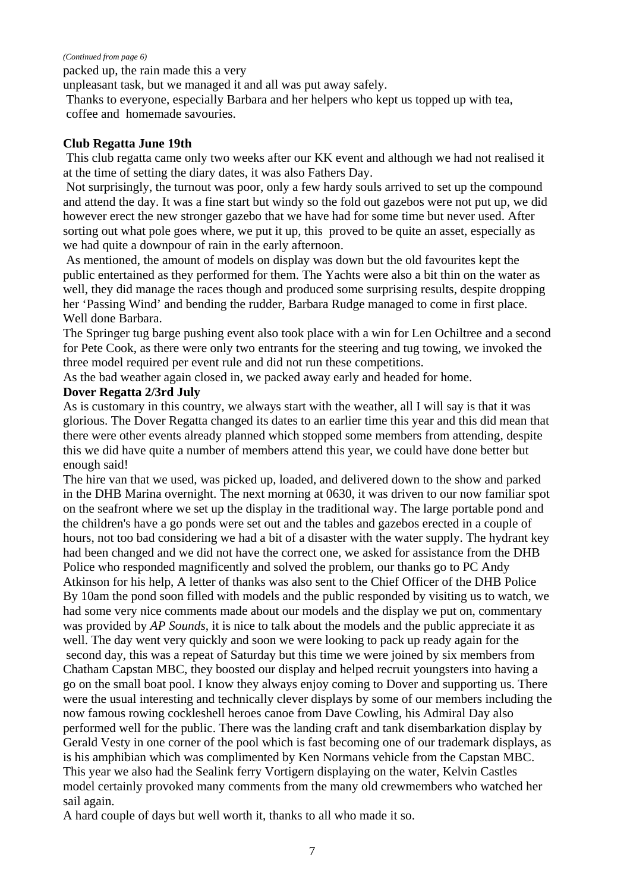*(Continued from page 6)*

packed up, the rain made this a very unpleasant task, but we managed it and all was put away safely.

Thanks to everyone, especially Barbara and her helpers who kept us topped up with tea, coffee and homemade savouries.

**Club Regatta June 19th**

This club regatta came only two weeks after our KK event and although we had not realised it at the time of setting the diary dates, it was also Fathers Day.

Not surprisingly, the turnout was poor, only a few hardy souls arrived to set up the compound and attend the day. It was a fine start but windy so the fold out gazebos were not put up, we did however erect the new stronger gazebo that we have had for some time but never used. After sorting out what pole goes where, we put it up, this proved to be quite an asset, especially as we had quite a downpour of rain in the early afternoon.

As mentioned, the amount of models on display was down but the old favourites kept the public entertained as they performed for them. The Yachts were also a bit thin on the water as well, they did manage the races though and produced some surprising results, despite dropping her 'Passing Wind' and bending the rudder, Barbara Rudge managed to come in first place. Well done Barbara.

The Springer tug barge pushing event also took place with a win for Len Ochiltree and a second for Pete Cook, as there were only two entrants for the steering and tug towing, we invoked the three model required per event rule and did not run these competitions.

As the bad weather again closed in, we packed away early and headed for home.

**Dover Regatta 2/3rd July**

As is customary in this country, we always start with the weather, all I will say is that it was glorious. The Dover Regatta changed its dates to an earlier time this year and this did mean that there were other events already planned which stopped some members from attending, despite this we did have quite a number of members attend this year, we could have done better but enough said!

The hire van that we used, was picked up, loaded, and delivered down to the show and parked in the DHB Marina overnight. The next morning at 0630, it was driven to our now familiar spot on the seafront where we set up the display in the traditional way. The large portable pond and the children's have a go ponds were set out and the tables and gazebos erected in a couple of hours, not too bad considering we had a bit of a disaster with the water supply. The hydrant key had been changed and we did not have the correct one, we asked for assistance from the DHB Police who responded magnificently and solved the problem, our thanks go to PC Andy Atkinson for his help, A letter of thanks was also sent to the Chief Officer of the DHB Police By 10am the pond soon filled with models and the public responded by visiting us to watch, we had some very nice comments made about our models and the display we put on, commentary was provided by *AP Sounds*, it is nice to talk about the models and the public appreciate it as well. The day went very quickly and soon we were looking to pack up ready again for the second day, this was a repeat of Saturday but this time we were joined by six members from Chatham Capstan MBC, they boosted our display and helped recruit youngsters into having a go on the small boat pool. I know they always enjoy coming to Dover and supporting us. There were the usual interesting and technically clever displays by some of our members including the now famous rowing cockleshell heroes canoe from Dave Cowling, his Admiral Day also performed well for the public. There was the landing craft and tank disembarkation display by Gerald Vesty in one corner of the pool which is fast becoming one of our trademark displays, as is his amphibian which was complimented by Ken Normans vehicle from the Capstan MBC. This year we also had the Sealink ferry Vortigern displaying on the water, Kelvin Castles model certainly provoked many comments from the many old crewmembers who watched her sail again.

A hard couple of days but well worth it, thanks to all who made it so.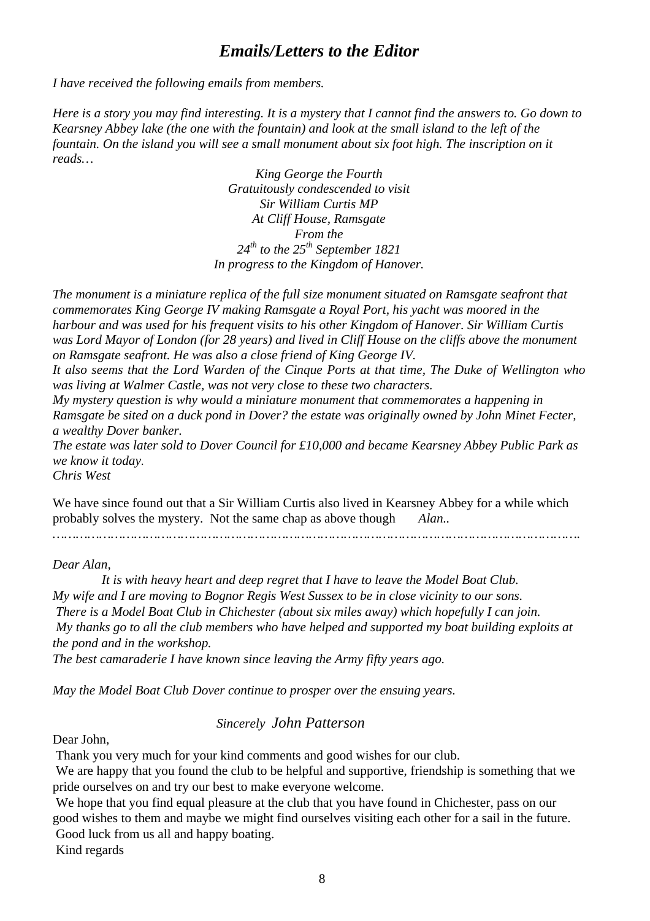# *Emails/Letters to the Editor*

*I have received the following emails from members.*

*Here is a story you may find interesting. It is a mystery that I cannot find the answers to. Go down to Kearsney Abbey lake (the one with the fountain) and look at the small island to the left of the fountain. On the island you will see a small monument about six foot high. The inscription on it reads…*

*King George the Fourth*
*Gratuitously condescended to visit*
*Sir William Curtis MP*
*At Cliff House, Ramsgate*
*From the*
*24th to the 25th September 1821*
*In progress to the Kingdom of Hanover.*

*The monument is a miniature replica of the full size monument situated on Ramsgate seafront that commemorates King George IV making Ramsgate a Royal Port, his yacht was moored in the harbour and was used for his frequent visits to his other Kingdom of Hanover. Sir William Curtis was Lord Mayor of London (for 28 years) and lived in Cliff House on the cliffs above the monument on Ramsgate seafront. He was also a close friend of King George IV.*
*It also seems that the Lord Warden of the Cinque Ports at that time, The Duke of Wellington who was living at Walmer Castle, was not very close to these two characters.*
*My mystery question is why would a miniature monument that commemorates a happening in Ramsgate be sited on a duck pond in Dover? the estate was originally owned by John Minet Fecter, a wealthy Dover banker.*
*The estate was later sold to Dover Council for £10,000 and became Kearsney Abbey Public Park as we know it today.*
*Chris West*

We have since found out that a Sir William Curtis also lived in Kearsney Abbey for a while which probably solves the mystery. Not the same chap as above though *Alan..*

………………………………………………………………………………………………………………

*Dear Alan,*

*It is with heavy heart and deep regret that I have to leave the Model Boat Club.*
*My wife and I are moving to Bognor Regis West Sussex to be in close vicinity to our sons.*
*There is a Model Boat Club in Chichester (about six miles away) which hopefully I can join.*
*My thanks go to all the club members who have helped and supported my boat building exploits at the pond and in the workshop.*
*The best camaraderie I have known since leaving the Army fifty years ago.*

*May the Model Boat Club Dover continue to prosper over the ensuing years.*

*Sincerely John Patterson*

Dear John,
Thank you very much for your kind comments and good wishes for our club.
We are happy that you found the club to be helpful and supportive, friendship is something that we pride ourselves on and try our best to make everyone welcome.
We hope that you find equal pleasure at the club that you have found in Chichester, pass on our good wishes to them and maybe we might find ourselves visiting each other for a sail in the future.
Good luck from us all and happy boating.
Kind regards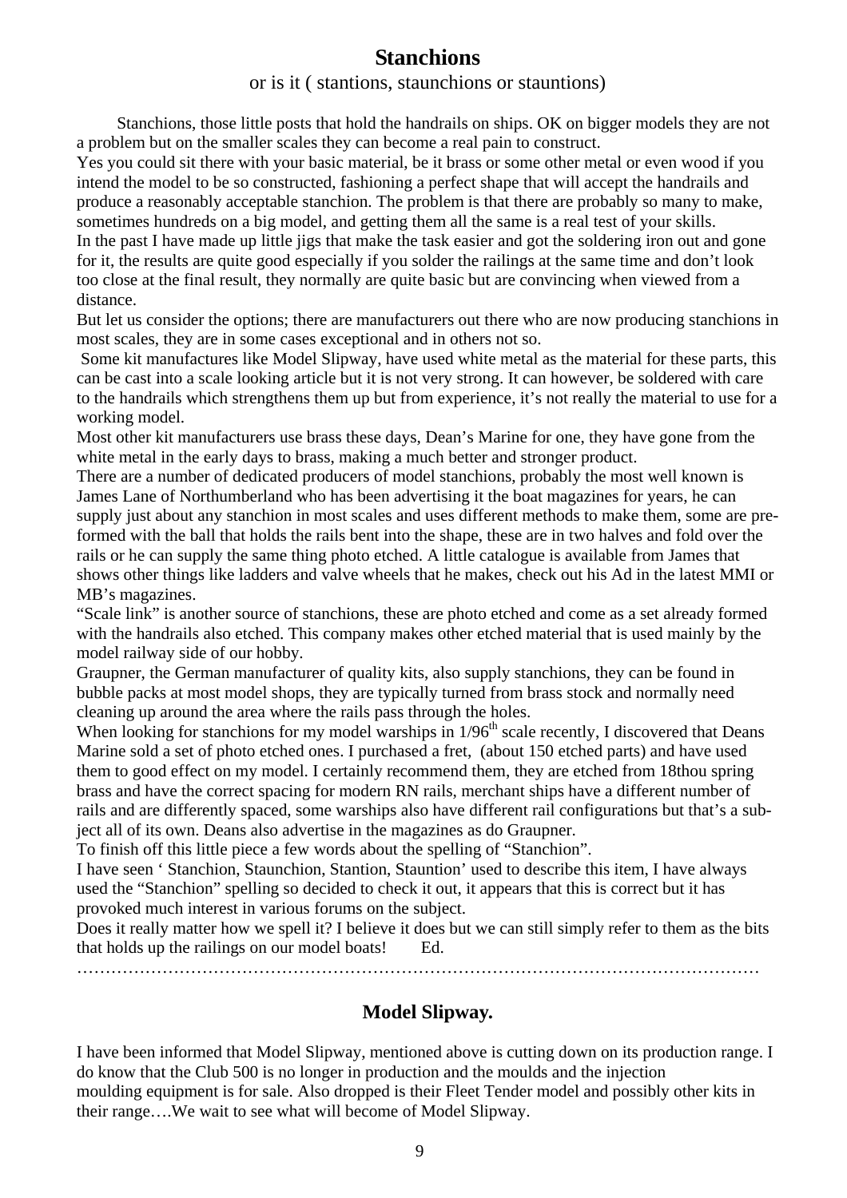## Stanchions

or is it ( stantions, staunchions or stauntions)

Stanchions, those little posts that hold the handrails on ships. OK on bigger models they are not a problem but on the smaller scales they can become a real pain to construct.

Yes you could sit there with your basic material, be it brass or some other metal or even wood if you intend the model to be so constructed, fashioning a perfect shape that will accept the handrails and produce a reasonably acceptable stanchion. The problem is that there are probably so many to make, sometimes hundreds on a big model, and getting them all the same is a real test of your skills.

In the past I have made up little jigs that make the task easier and got the soldering iron out and gone for it, the results are quite good especially if you solder the railings at the same time and don't look too close at the final result, they normally are quite basic but are convincing when viewed from a distance.

But let us consider the options; there are manufacturers out there who are now producing stanchions in most scales, they are in some cases exceptional and in others not so.

Some kit manufactures like Model Slipway, have used white metal as the material for these parts, this can be cast into a scale looking article but it is not very strong. It can however, be soldered with care to the handrails which strengthens them up but from experience, it's not really the material to use for a working model.

Most other kit manufacturers use brass these days, Dean's Marine for one, they have gone from the white metal in the early days to brass, making a much better and stronger product.

There are a number of dedicated producers of model stanchions, probably the most well known is James Lane of Northumberland who has been advertising it the boat magazines for years, he can supply just about any stanchion in most scales and uses different methods to make them, some are pre-formed with the ball that holds the rails bent into the shape, these are in two halves and fold over the rails or he can supply the same thing photo etched. A little catalogue is available from James that shows other things like ladders and valve wheels that he makes, check out his Ad in the latest MMI or MB's magazines.

"Scale link" is another source of stanchions, these are photo etched and come as a set already formed with the handrails also etched. This company makes other etched material that is used mainly by the model railway side of our hobby.

Graupner, the German manufacturer of quality kits, also supply stanchions, they can be found in bubble packs at most model shops, they are typically turned from brass stock and normally need cleaning up around the area where the rails pass through the holes.

When looking for stanchions for my model warships in 1/96th scale recently, I discovered that Deans Marine sold a set of photo etched ones. I purchased a fret, (about 150 etched parts) and have used them to good effect on my model. I certainly recommend them, they are etched from 18thou spring brass and have the correct spacing for modern RN rails, merchant ships have a different number of rails and are differently spaced, some warships also have different rail configurations but that's a subject all of its own. Deans also advertise in the magazines as do Graupner.

To finish off this little piece a few words about the spelling of "Stanchion".

I have seen ' Stanchion, Staunchion, Stantion, Stauntion' used to describe this item, I have always used the "Stanchion" spelling so decided to check it out, it appears that this is correct but it has provoked much interest in various forums on the subject.

Does it really matter how we spell it? I believe it does but we can still simply refer to them as the bits that holds up the railings on our model boats! Ed.

…………………………………………………………………………………………………………

## Model Slipway.

I have been informed that Model Slipway, mentioned above is cutting down on its production range. I do know that the Club 500 is no longer in production and the moulds and the injection moulding equipment is for sale. Also dropped is their Fleet Tender model and possibly other kits in their range….We wait to see what will become of Model Slipway.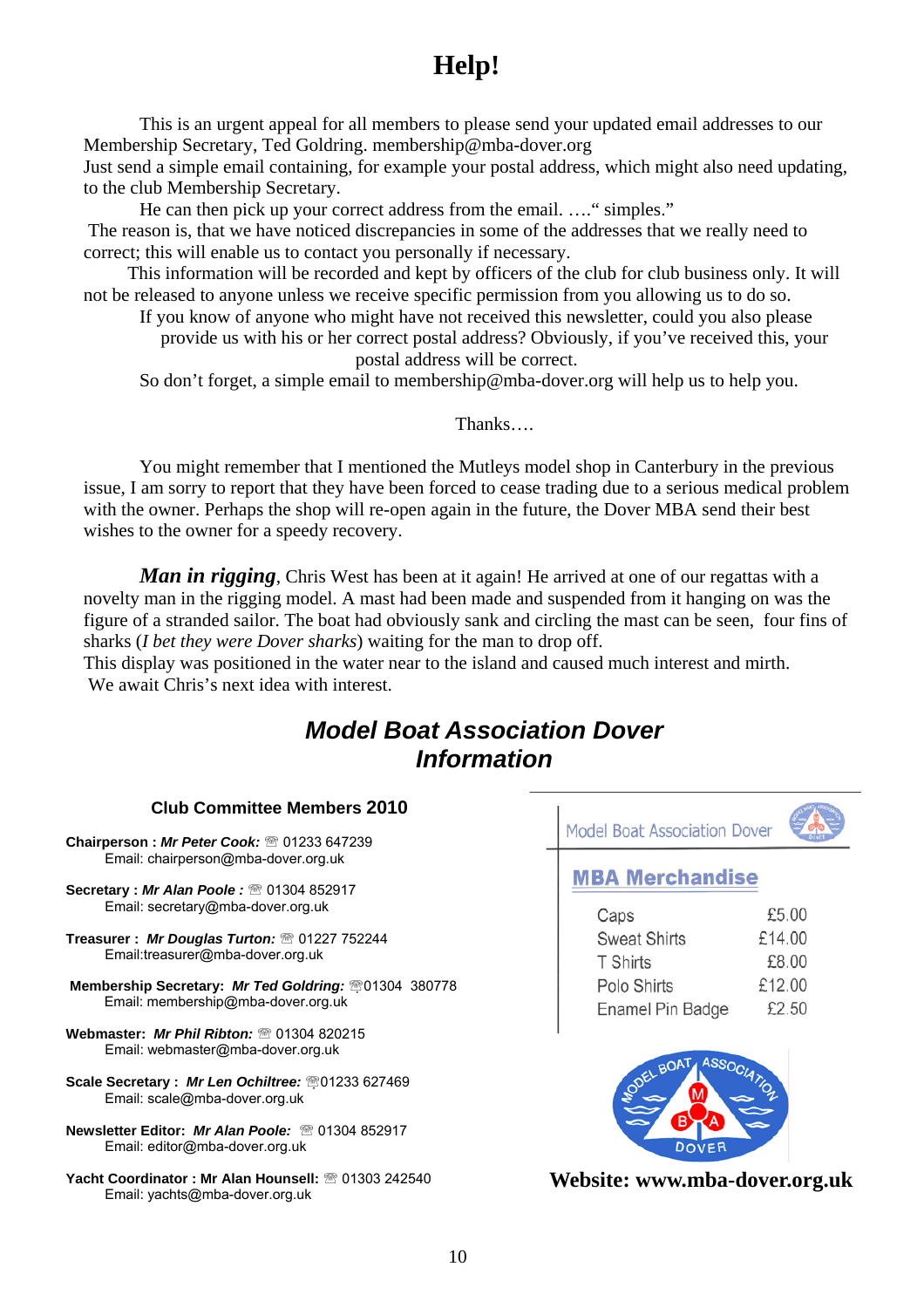# Help!

This is an urgent appeal for all members to please send your updated email addresses to our Membership Secretary, Ted Goldring. membership@mba-dover.org
Just send a simple email containing, for example your postal address, which might also need updating, to the club Membership Secretary.

He can then pick up your correct address from the email. …." simples."

The reason is, that we have noticed discrepancies in some of the addresses that we really need to correct; this will enable us to contact you personally if necessary.

This information will be recorded and kept by officers of the club for club business only. It will not be released to anyone unless we receive specific permission from you allowing us to do so.

If you know of anyone who might have not received this newsletter, could you also please provide us with his or her correct postal address? Obviously, if you've received this, your postal address will be correct.

So don't forget, a simple email to membership@mba-dover.org will help us to help you.

Thanks….

You might remember that I mentioned the Mutleys model shop in Canterbury in the previous issue, I am sorry to report that they have been forced to cease trading due to a serious medical problem with the owner. Perhaps the shop will re-open again in the future, the Dover MBA send their best wishes to the owner for a speedy recovery.

***Man in rigging***, Chris West has been at it again! He arrived at one of our regattas with a novelty man in the rigging model. A mast had been made and suspended from it hanging on was the figure of a stranded sailor. The boat had obviously sank and circling the mast can be seen, four fins of sharks (*I bet they were Dover sharks*) waiting for the man to drop off.
This display was positioned in the water near to the island and caused much interest and mirth.
We await Chris's next idea with interest.

## *Model Boat Association Dover Information*

### Club Committee Members 2010

**Chairperson : *Mr Peter Cook:*** ☏ 01233 647239
Email: chairperson@mba-dover.org.uk

**Secretary : *Mr Alan Poole :*** ☏ 01304 852917
Email: secretary@mba-dover.org.uk

**Treasurer : *Mr Douglas Turton:*** ☏ 01227 752244
Email:treasurer@mba-dover.org.uk

**Membership Secretary: *Mr Ted Golding:*** ☏01304 380778
Email: membership@mba-dover.org.uk

**Webmaster: *Mr Phil Ribton:*** ☏ 01304 820215
Email: webmaster@mba-dover.org.uk

**Scale Secretary : *Mr Len Ochiltree:*** ☏01233 627469
Email: scale@mba-dover.org.uk

**Newsletter Editor: *Mr Alan Poole:*** ☏ 01304 852917
Email: editor@mba-dover.org.uk

**Yacht Coordinator : Mr Alan Hounsell:** ☏ 01303 242540
Email: yachts@mba-dover.org.uk

Model Boat Association Dover

### MBA Merchandise

| | |
|---|---|
| Caps | £5.00 |
| Sweat Shirts | £14.00 |
| T Shirts | £8.00 |
| Polo Shirts | £12.00 |
| Enamel Pin Badge | £2.50 |

**Website: www.mba-dover.org.uk**